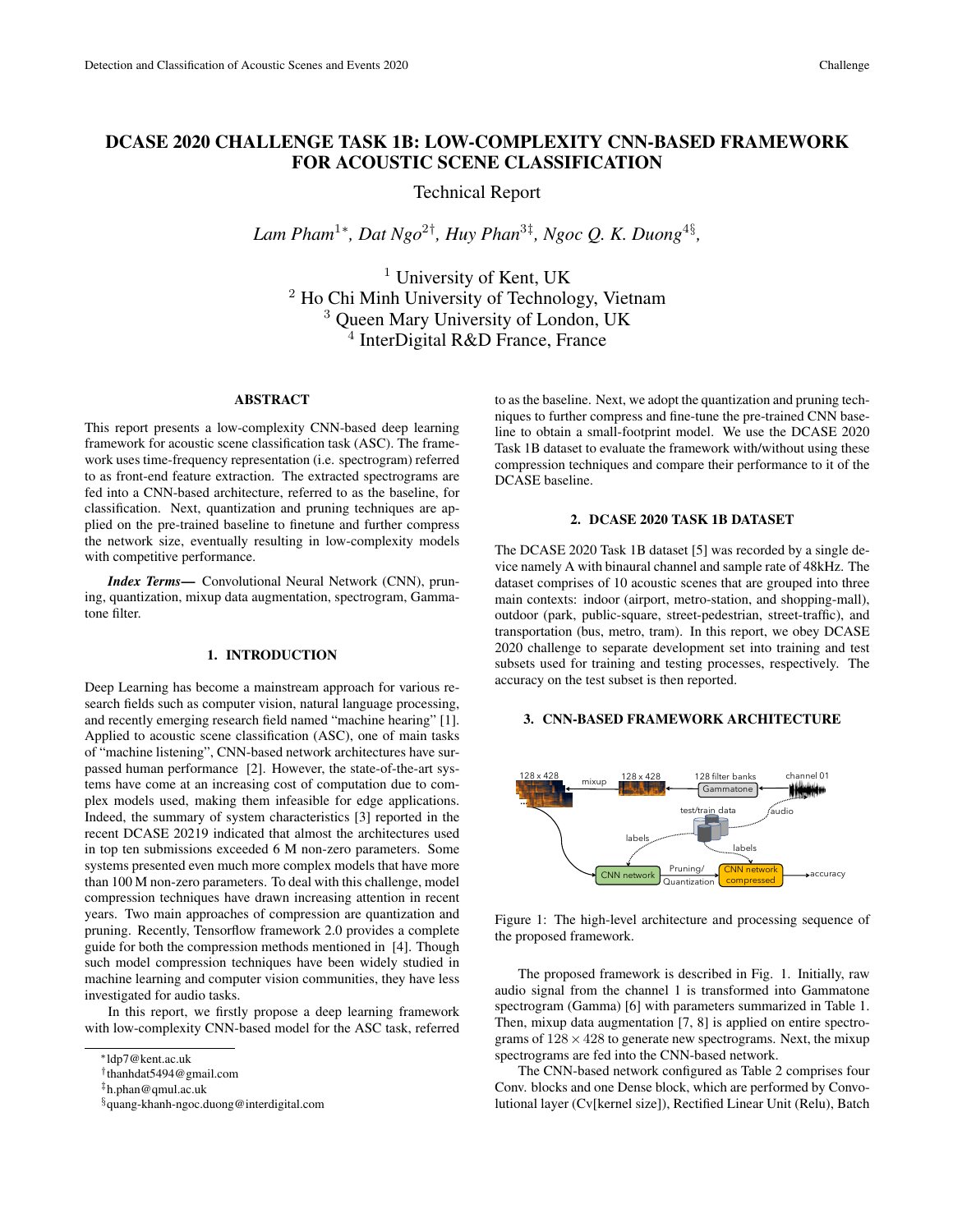# DCASE 2020 CHALLENGE TASK 1B: LOW-COMPLEXITY CNN-BASED FRAMEWORK FOR ACOUSTIC SCENE CLASSIFICATION

Technical Report

*Lam Pham*[1*], *Dat Ngo*[2†], *Huy Phan*[3‡], *Ngoc Q. K. Duong*[4§],

[1] University of Kent, UK
[2] Ho Chi Minh University of Technology, Vietnam
[3] Queen Mary University of London, UK
[4] InterDigital R&D France, France

## ABSTRACT

This report presents a low-complexity CNN-based deep learning framework for acoustic scene classification task (ASC). The framework uses time-frequency representation (i.e. spectrogram) referred to as front-end feature extraction. The extracted spectrograms are fed into a CNN-based architecture, referred to as the baseline, for classification. Next, quantization and pruning techniques are applied on the pre-trained baseline to finetune and further compress the network size, eventually resulting in low-complexity models with competitive performance.

***Index Terms*—** Convolutional Neural Network (CNN), pruning, quantization, mixup data augmentation, spectrogram, Gammatone filter.

## 1. INTRODUCTION

Deep Learning has become a mainstream approach for various research fields such as computer vision, natural language processing, and recently emerging research field named "machine hearing" [1]. Applied to acoustic scene classification (ASC), one of main tasks of "machine listening", CNN-based network architectures have surpassed human performance [2]. However, the state-of-the-art systems have come at an increasing cost of computation due to complex models used, making them infeasible for edge applications. Indeed, the summary of system characteristics [3] reported in the recent DCASE 20219 indicated that almost the architectures used in top ten submissions exceeded 6 M non-zero parameters. Some systems presented even much more complex models that have more than 100 M non-zero parameters. To deal with this challenge, model compression techniques have drawn increasing attention in recent years. Two main approaches of compression are quantization and pruning. Recently, Tensorflow framework 2.0 provides a complete guide for both the compression methods mentioned in [4]. Though such model compression techniques have been widely studied in machine learning and computer vision communities, they have less investigated for audio tasks.

In this report, we firstly propose a deep learning framework with low-complexity CNN-based model for the ASC task, referred to as the baseline. Next, we adopt the quantization and pruning techniques to further compress and fine-tune the pre-trained CNN baseline to obtain a small-footprint model. We use the DCASE 2020 Task 1B dataset to evaluate the framework with/without using these compression techniques and compare their performance to it of the DCASE baseline.

*ldp7@kent.ac.uk
†thanhdat5494@gmail.com
‡h.phan@qmul.ac.uk
§quang-khanh-ngoc.duong@interdigital.com

## 2. DCASE 2020 TASK 1B DATASET

The DCASE 2020 Task 1B dataset [5] was recorded by a single device namely A with binaural channel and sample rate of 48kHz. The dataset comprises of 10 acoustic scenes that are grouped into three main contexts: indoor (airport, metro-station, and shopping-mall), outdoor (park, public-square, street-pedestrian, street-traffic), and transportation (bus, metro, tram). In this report, we obey DCASE 2020 challenge to separate development set into training and test subsets used for training and testing processes, respectively. The accuracy on the test subset is then reported.

## 3. CNN-BASED FRAMEWORK ARCHITECTURE

Figure 1: The high-level architecture and processing sequence of the proposed framework.

The proposed framework is described in Fig. 1. Initially, raw audio signal from the channel 1 is transformed into Gammatone spectrogram (Gamma) [6] with parameters summarized in Table 1. Then, mixup data augmentation [7, 8] is applied on entire spectrograms of $128 \times 428$ to generate new spectrograms. Next, the mixup spectrograms are fed into the CNN-based network.

The CNN-based network configured as Table 2 comprises four Conv. blocks and one Dense block, which are performed by Convolutional layer (Cv[kernel size]), Rectified Linear Unit (Relu), Batch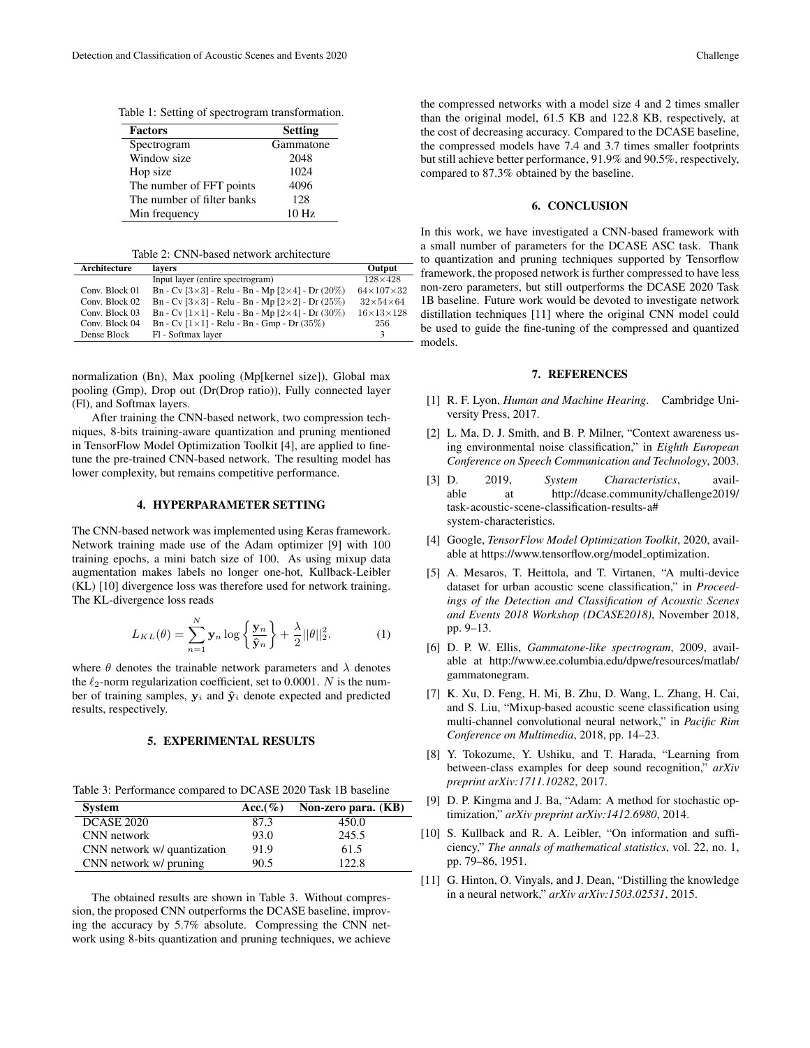Table 1: Setting of spectrogram transformation.

| Factors | Setting |
|---|---|
| Spectrogram | Gammatone |
| Window size | 2048 |
| Hop size | 1024 |
| The number of FFT points | 4096 |
| The number of filter banks | 128 |
| Min frequency | 10 Hz |

Table 2: CNN-based network architecture

| Architecture | layers | Output |
|---|---|---|
| | Input layer (entire spectrogram) | 128×428 |
| Conv. Block 01 | Bn - Cv [3×3] - Relu - Bn - Mp [2×4] - Dr (20%) | 64×107×32 |
| Conv. Block 02 | Bn - Cv [3×3] - Relu - Bn - Mp [2×2] - Dr (25%) | 32×54×64 |
| Conv. Block 03 | Bn - Cv [1×1] - Relu - Bn - Mp [2×4] - Dr (30%) | 16×13×128 |
| Conv. Block 04 | Bn - Cv [1×1] - Relu - Bn - Gmp - Dr (35%) | 256 |
| Dense Block | Fl - Softmax layer | 3 |

normalization (Bn), Max pooling (Mp[kernel size]), Global max pooling (Gmp), Drop out (Dr(Drop ratio)), Fully connected layer (Fl), and Softmax layers.

After training the CNN-based network, two compression techniques, 8-bits training-aware quantization and pruning mentioned in TensorFlow Model Optimization Toolkit [4], are applied to fine-tune the pre-trained CNN-based network. The resulting model has lower complexity, but remains competitive performance.

## 4. HYPERPARAMETER SETTING

The CNN-based network was implemented using Keras framework. Network training made use of the Adam optimizer [9] with 100 training epochs, a mini batch size of 100. As using mixup data augmentation makes labels no longer one-hot, Kullback-Leibler (KL) [10] divergence loss was therefore used for network training. The KL-divergence loss reads

$$L_{KL}(\theta) = \sum_{n=1}^{N} \mathbf{y}_n \log \left\{ \frac{\mathbf{y}_n}{\hat{\mathbf{y}}_n} \right\} + \frac{\lambda}{2} ||\theta||_2^2. \quad (1)$$

where $\theta$ denotes the trainable network parameters and $\lambda$ denotes the $\ell_2$-norm regularization coefficient, set to 0.0001. $N$ is the number of training samples, $\mathbf{y}_i$ and $\hat{\mathbf{y}}_i$ denote expected and predicted results, respectively.

## 5. EXPERIMENTAL RESULTS

Table 3: Performance compared to DCASE 2020 Task 1B baseline

| System | Acc.(%) | Non-zero para. (KB) |
|---|---|---|
| DCASE 2020 | 87.3 | 450.0 |
| CNN network | 93.0 | 245.5 |
| CNN network w/ quantization | 91.9 | 61.5 |
| CNN network w/ pruning | 90.5 | 122.8 |

The obtained results are shown in Table 3. Without compression, the proposed CNN outperforms the DCASE baseline, improving the accuracy by 5.7% absolute. Compressing the CNN network using 8-bits quantization and pruning techniques, we achieve the compressed networks with a model size 4 and 2 times smaller than the original model, 61.5 KB and 122.8 KB, respectively, at the cost of decreasing accuracy. Compared to the DCASE baseline, the compressed models have 7.4 and 3.7 times smaller footprints but still achieve better performance, 91.9% and 90.5%, respectively, compared to 87.3% obtained by the baseline.

## 6. CONCLUSION

In this work, we have investigated a CNN-based framework with a small number of parameters for the DCASE ASC task. Thank to quantization and pruning techniques supported by Tensorflow framework, the proposed network is further compressed to have less non-zero parameters, but still outperforms the DCASE 2020 Task 1B baseline. Future work would be devoted to investigate network distillation techniques [11] where the original CNN model could be used to guide the fine-tuning of the compressed and quantized models.

## 7. REFERENCES

[1] R. F. Lyon, *Human and Machine Hearing*. Cambridge University Press, 2017.

[2] L. Ma, D. J. Smith, and B. P. Milner, "Context awareness using environmental noise classification," in *Eighth European Conference on Speech Communication and Technology*, 2003.

[3] D. 2019, *System Characteristics*, available at http://dcase.community/challenge2019/task-acoustic-scene-classification-results-a#system-characteristics.

[4] Google, *TensorFlow Model Optimization Toolkit*, 2020, available at https://www.tensorflow.org/model_optimization.

[5] A. Mesaros, T. Heittola, and T. Virtanen, "A multi-device dataset for urban acoustic scene classification," in *Proceedings of the Detection and Classification of Acoustic Scenes and Events 2018 Workshop (DCASE2018)*, November 2018, pp. 9–13.

[6] D. P. W. Ellis, *Gammatone-like spectrogram*, 2009, available at http://www.ee.columbia.edu/dpwe/resources/matlab/gammatonegram.

[7] K. Xu, D. Feng, H. Mi, B. Zhu, D. Wang, L. Zhang, H. Cai, and S. Liu, "Mixup-based acoustic scene classification using multi-channel convolutional neural network," in *Pacific Rim Conference on Multimedia*, 2018, pp. 14–23.

[8] Y. Tokozume, Y. Ushiku, and T. Harada, "Learning from between-class examples for deep sound recognition," *arXiv preprint arXiv:1711.10282*, 2017.

[9] D. P. Kingma and J. Ba, "Adam: A method for stochastic optimization," *arXiv preprint arXiv:1412.6980*, 2014.

[10] S. Kullback and R. A. Leibler, "On information and sufficiency," *The annals of mathematical statistics*, vol. 22, no. 1, pp. 79–86, 1951.

[11] G. Hinton, O. Vinyals, and J. Dean, "Distilling the knowledge in a neural network," *arXiv arXiv:1503.02531*, 2015.